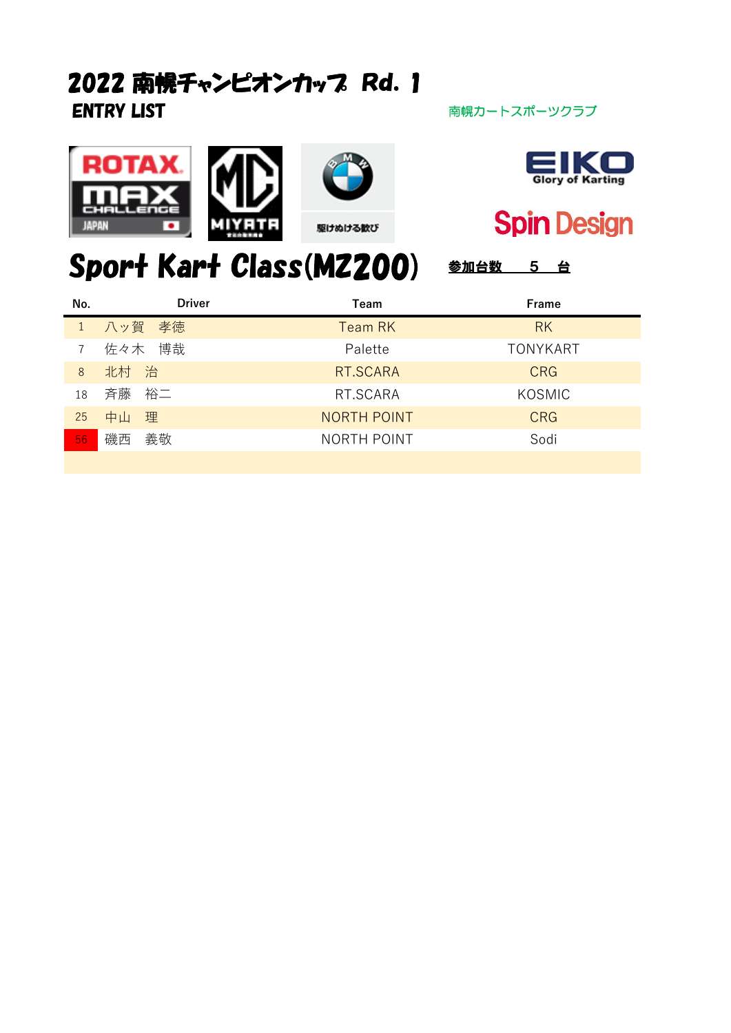# 2022 南幌チャンピオンカップ Rd. 1

**ENTRY LIST**

南幌カートスポーツクラブ

## Sport Kart Class(MZ200)

**参加台数　5　台**

| No. | Driver | Team | Frame |
|---|---|---|---|
| 1 | 八ッ賀　孝徳 | Team RK | RK |
| 7 | 佐々木　博哉 | Palette | TONYKART |
| 8 | 北村　治 | RT.SCARA | CRG |
| 18 | 斉藤　裕二 | RT.SCARA | KOSMIC |
| 25 | 中山　理 | NORTH POINT | CRG |
| 56 | 磯西　義敬 | NORTH POINT | Sodi |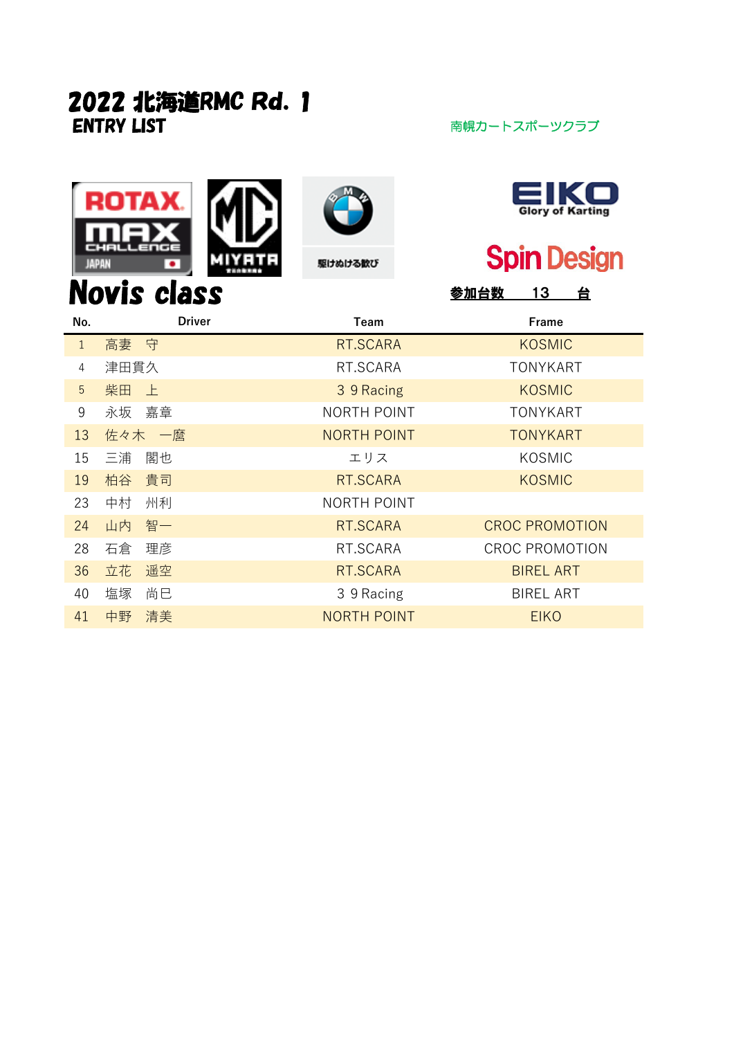# 2022 北海道RMC Rd. 1

**ENTRY LIST**

南幌カートスポーツクラブ

EIKO Glory of Karting

Spin Design

## Novis class

**参加台数　13　台**

| No. | Driver | Team | Frame |
|---|---|---|---|
| 1 | 高妻　守 | RT.SCARA | KOSMIC |
| 4 | 津田貫久 | RT.SCARA | TONYKART |
| 5 | 柴田　上 | 3 9 Racing | KOSMIC |
| 9 | 永坂　嘉章 | NORTH POINT | TONYKART |
| 13 | 佐々木　一麿 | NORTH POINT | TONYKART |
| 15 | 三浦　閣也 | エリス | KOSMIC |
| 19 | 柏谷　貴司 | RT.SCARA | KOSMIC |
| 23 | 中村　州利 | NORTH POINT | |
| 24 | 山内　智一 | RT.SCARA | CROC PROMOTION |
| 28 | 石倉　理彦 | RT.SCARA | CROC PROMOTION |
| 36 | 立花　遥空 | RT.SCARA | BIREL ART |
| 40 | 塩塚　尚巳 | 3 9 Racing | BIREL ART |
| 41 | 中野　清美 | NORTH POINT | EIKO |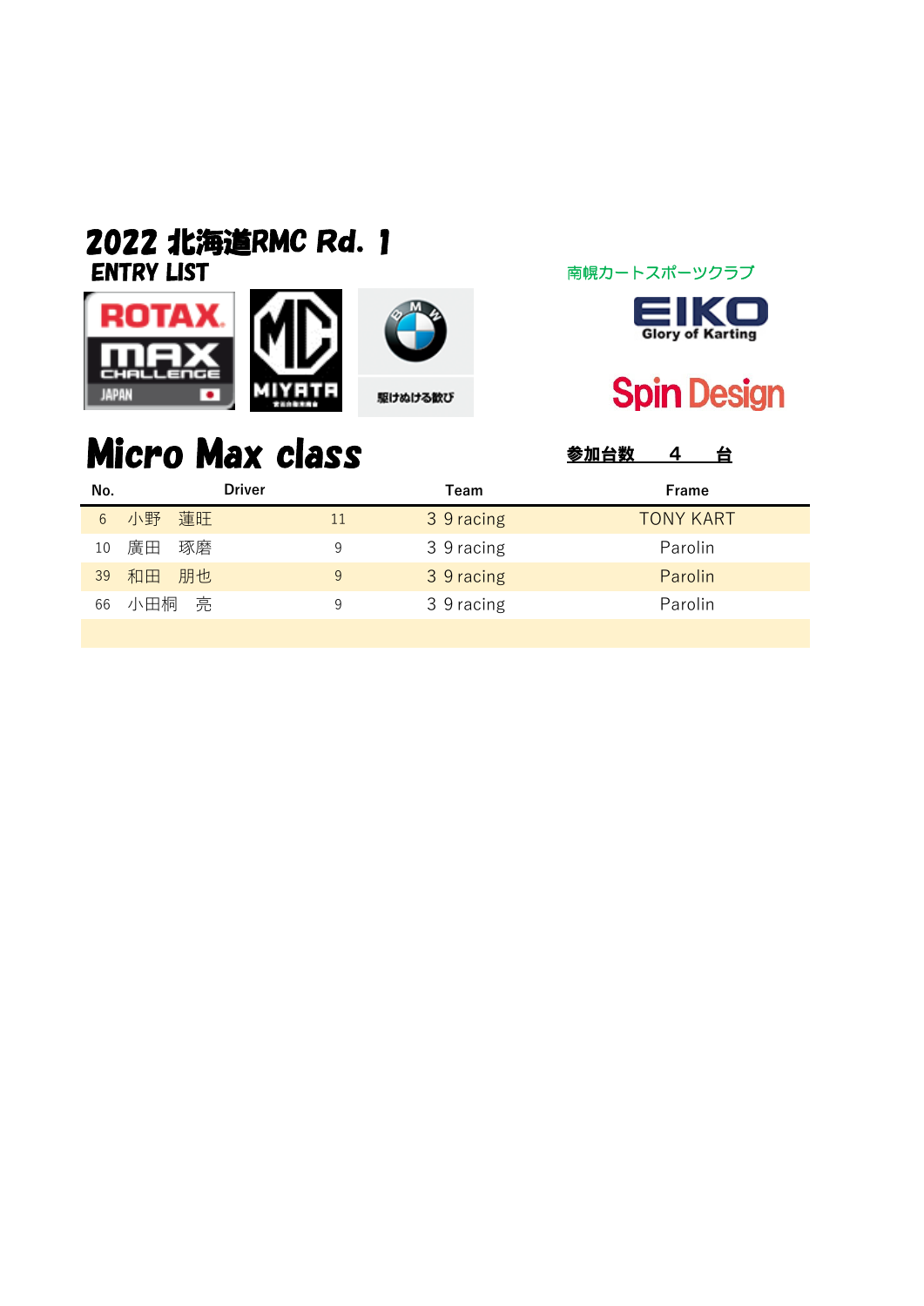# 2022 北海道RMC Rd. 1

**ENTRY LIST**

南幌カートスポーツクラブ

EIKO Glory of Karting

Spin Design

駆けぬける歓び

## Micro Max class

**参加台数　　4　　台**

| No. | Driver | | Team | Frame |
|---|---|---|---|---|
| 6 | 小野　蓮旺 | 11 | ３９racing | TONY KART |
| 10 | 廣田　琢磨 | 9 | ３９racing | Parolin |
| 39 | 和田　朋也 | 9 | ３９racing | Parolin |
| 66 | 小田桐　亮 | 9 | ３９racing | Parolin |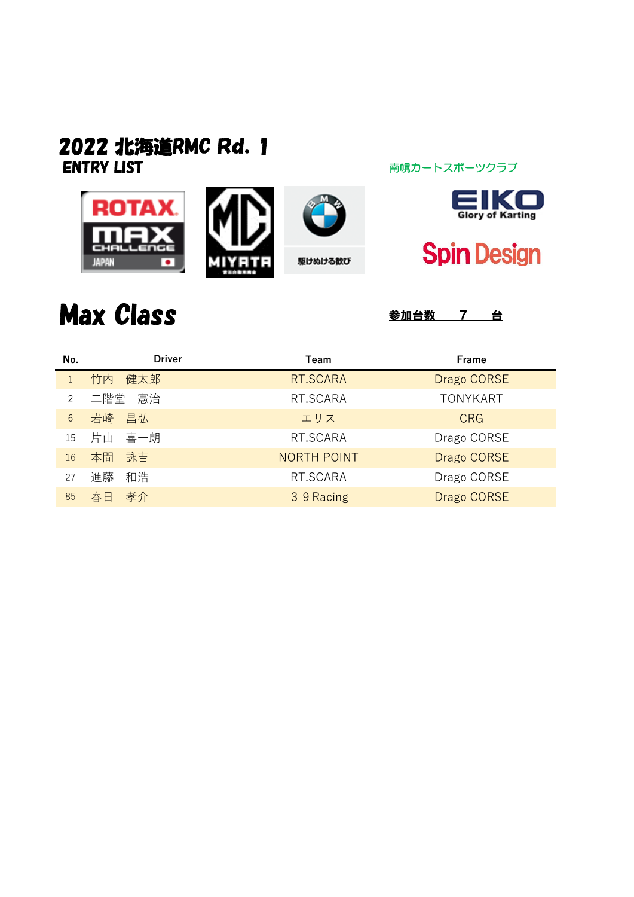# 2022 北海道RMC Rd. 1

ENTRY LIST

南幌カートスポーツクラブ

ROTAX MAX CHALLENGE JAPAN

MIYATA

駆けぬける歓び

EIKO Glory of Karting

Spin Design

## Max Class

参加台数　7　台

| No. | Driver | Team | Frame |
|---|---|---|---|
| 1 | 竹内　健太郎 | RT.SCARA | Drago CORSE |
| 2 | 二階堂　憲治 | RT.SCARA | TONYKART |
| 6 | 岩崎　昌弘 | エリス | CRG |
| 15 | 片山　喜一朗 | RT.SCARA | Drago CORSE |
| 16 | 本間　詠吉 | NORTH POINT | Drago CORSE |
| 27 | 進藤　和浩 | RT.SCARA | Drago CORSE |
| 85 | 春日　孝介 | 3 9 Racing | Drago CORSE |